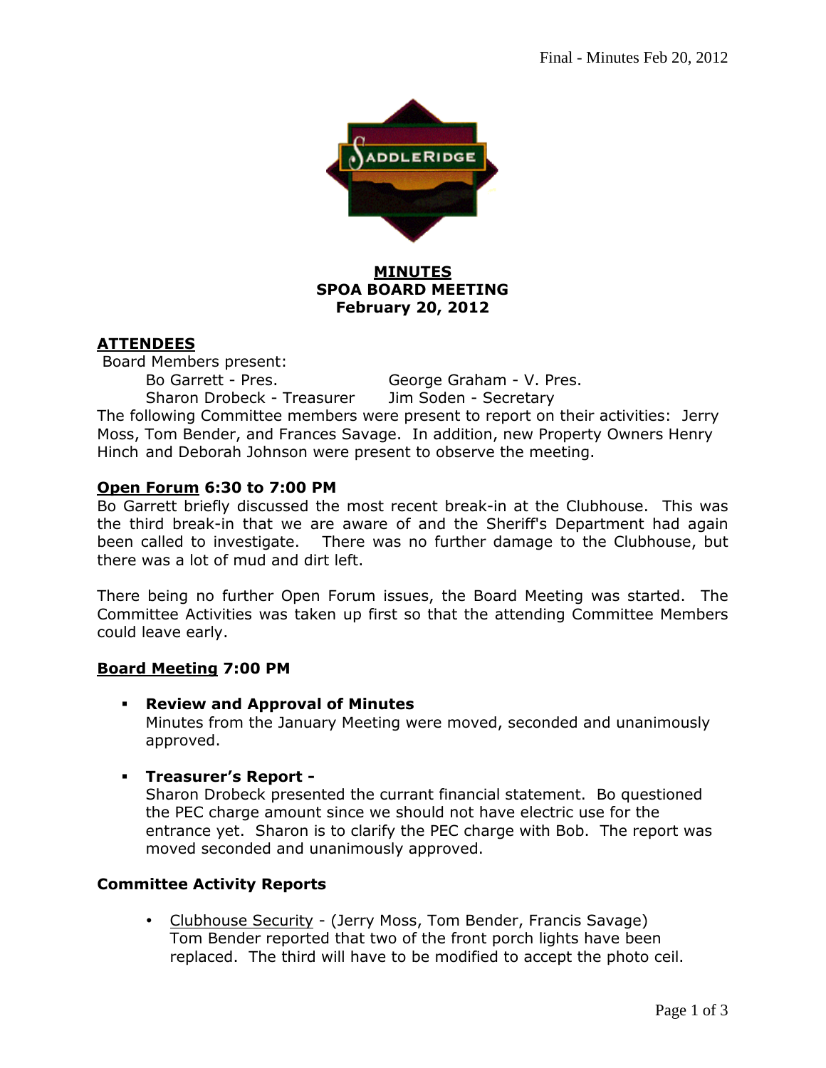# MINUTES
## SPOA BOARD MEETING
## February 20, 2012

### ATTENDEES

Board Members present:

Bo Garrett - Pres. George Graham - V. Pres.
Sharon Drobeck - Treasurer Jim Soden - Secretary

The following Committee members were present to report on their activities: Jerry Moss, Tom Bender, and Frances Savage. In addition, new Property Owners Henry Hinch and Deborah Johnson were present to observe the meeting.

### Open Forum 6:30 to 7:00 PM

Bo Garrett briefly discussed the most recent break-in at the Clubhouse. This was the third break-in that we are aware of and the Sheriff's Department had again been called to investigate. There was no further damage to the Clubhouse, but there was a lot of mud and dirt left.

There being no further Open Forum issues, the Board Meeting was started. The Committee Activities was taken up first so that the attending Committee Members could leave early.

### Board Meeting 7:00 PM

- **Review and Approval of Minutes**
  Minutes from the January Meeting were moved, seconded and unanimously approved.

- **Treasurer's Report -**
  Sharon Drobeck presented the currant financial statement. Bo questioned the PEC charge amount since we should not have electric use for the entrance yet. Sharon is to clarify the PEC charge with Bob. The report was moved seconded and unanimously approved.

### Committee Activity Reports

- Clubhouse Security - (Jerry Moss, Tom Bender, Francis Savage)
  Tom Bender reported that two of the front porch lights have been replaced. The third will have to be modified to accept the photo ceil.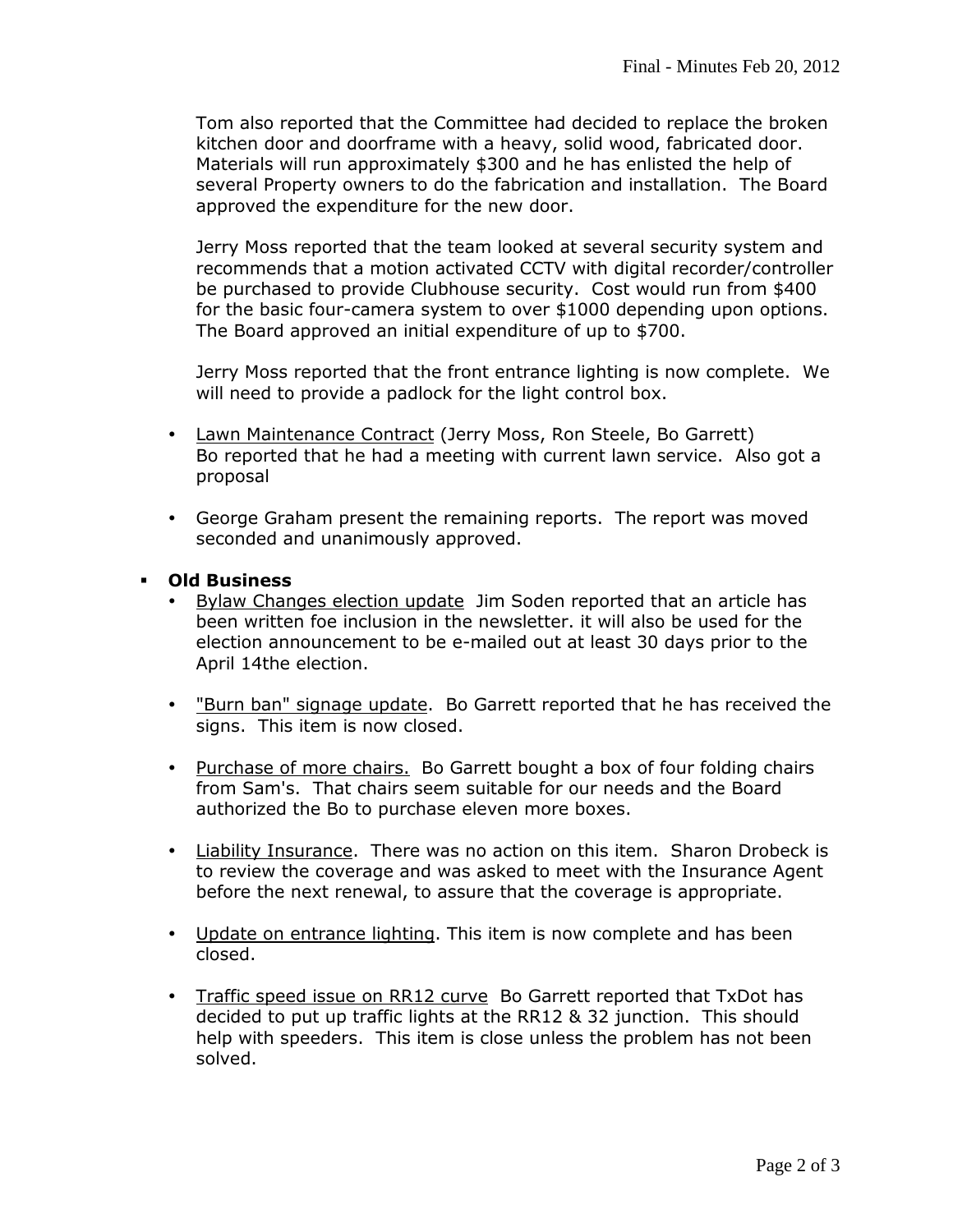Tom also reported that the Committee had decided to replace the broken kitchen door and doorframe with a heavy, solid wood, fabricated door. Materials will run approximately $300 and he has enlisted the help of several Property owners to do the fabrication and installation. The Board approved the expenditure for the new door.

Jerry Moss reported that the team looked at several security system and recommends that a motion activated CCTV with digital recorder/controller be purchased to provide Clubhouse security. Cost would run from $400 for the basic four-camera system to over $1000 depending upon options. The Board approved an initial expenditure of up to $700.

Jerry Moss reported that the front entrance lighting is now complete. We will need to provide a padlock for the light control box.

- Lawn Maintenance Contract (Jerry Moss, Ron Steele, Bo Garrett)
  Bo reported that he had a meeting with current lawn service. Also got a proposal

- George Graham present the remaining reports. The report was moved seconded and unanimously approved.

- **Old Business**
  - Bylaw Changes election update  Jim Soden reported that an article has been written foe inclusion in the newsletter. it will also be used for the election announcement to be e-mailed out at least 30 days prior to the April 14the election.

  - "Burn ban" signage update. Bo Garrett reported that he has received the signs. This item is now closed.

  - Purchase of more chairs. Bo Garrett bought a box of four folding chairs from Sam's. That chairs seem suitable for our needs and the Board authorized the Bo to purchase eleven more boxes.

  - Liability Insurance. There was no action on this item. Sharon Drobeck is to review the coverage and was asked to meet with the Insurance Agent before the next renewal, to assure that the coverage is appropriate.

  - Update on entrance lighting. This item is now complete and has been closed.

  - Traffic speed issue on RR12 curve  Bo Garrett reported that TxDot has decided to put up traffic lights at the RR12 & 32 junction. This should help with speeders. This item is close unless the problem has not been solved.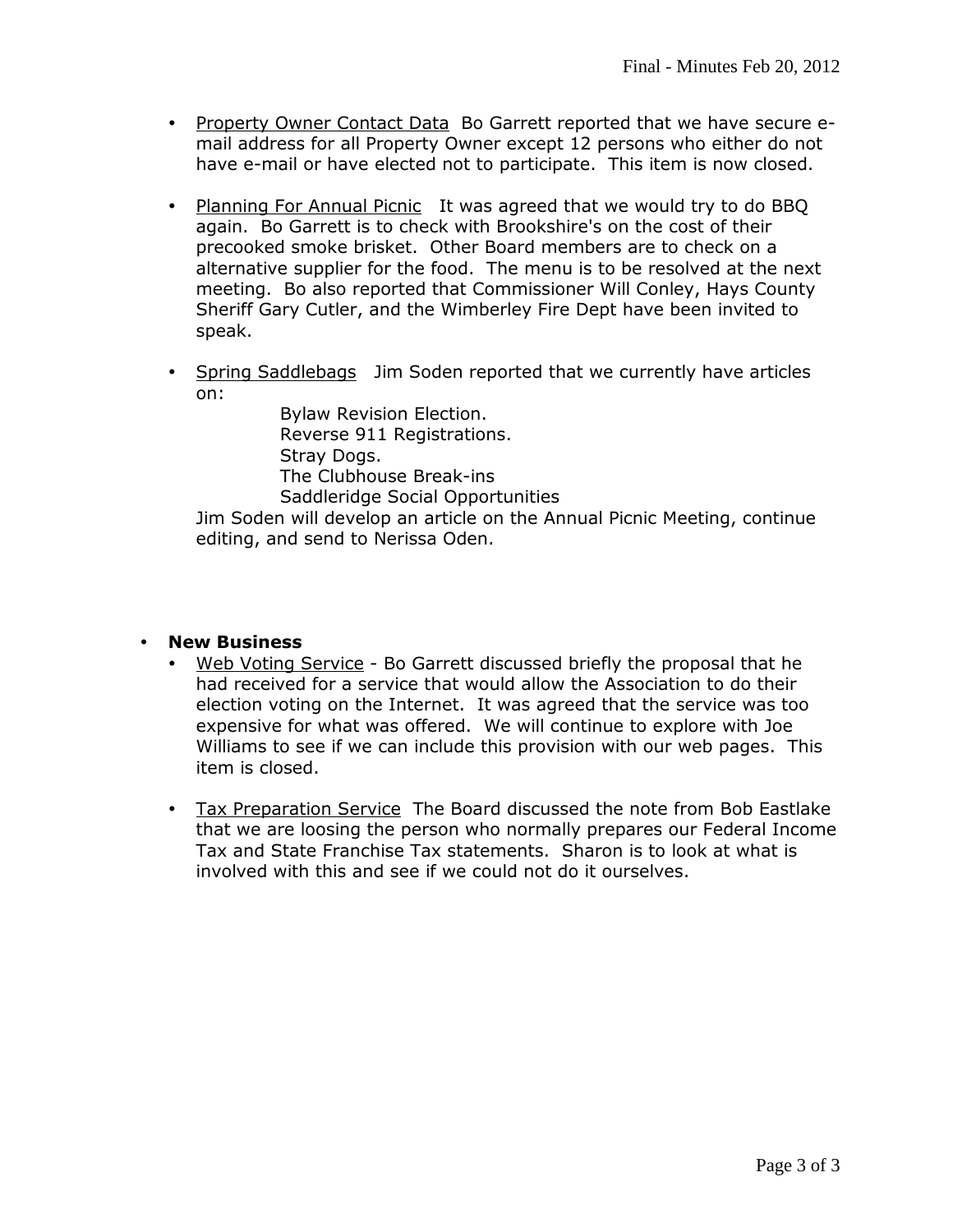- Property Owner Contact Data Bo Garrett reported that we have secure e-mail address for all Property Owner except 12 persons who either do not have e-mail or have elected not to participate. This item is now closed.

- Planning For Annual Picnic It was agreed that we would try to do BBQ again. Bo Garrett is to check with Brookshire's on the cost of their precooked smoke brisket. Other Board members are to check on a alternative supplier for the food. The menu is to be resolved at the next meeting. Bo also reported that Commissioner Will Conley, Hays County Sheriff Gary Cutler, and the Wimberley Fire Dept have been invited to speak.

- Spring Saddlebags Jim Soden reported that we currently have articles on:

  Bylaw Revision Election.
  Reverse 911 Registrations.
  Stray Dogs.
  The Clubhouse Break-ins
  Saddleridge Social Opportunities

  Jim Soden will develop an article on the Annual Picnic Meeting, continue editing, and send to Nerissa Oden.

- **New Business**
  - Web Voting Service - Bo Garrett discussed briefly the proposal that he had received for a service that would allow the Association to do their election voting on the Internet. It was agreed that the service was too expensive for what was offered. We will continue to explore with Joe Williams to see if we can include this provision with our web pages. This item is closed.

  - Tax Preparation Service The Board discussed the note from Bob Eastlake that we are loosing the person who normally prepares our Federal Income Tax and State Franchise Tax statements. Sharon is to look at what is involved with this and see if we could not do it ourselves.